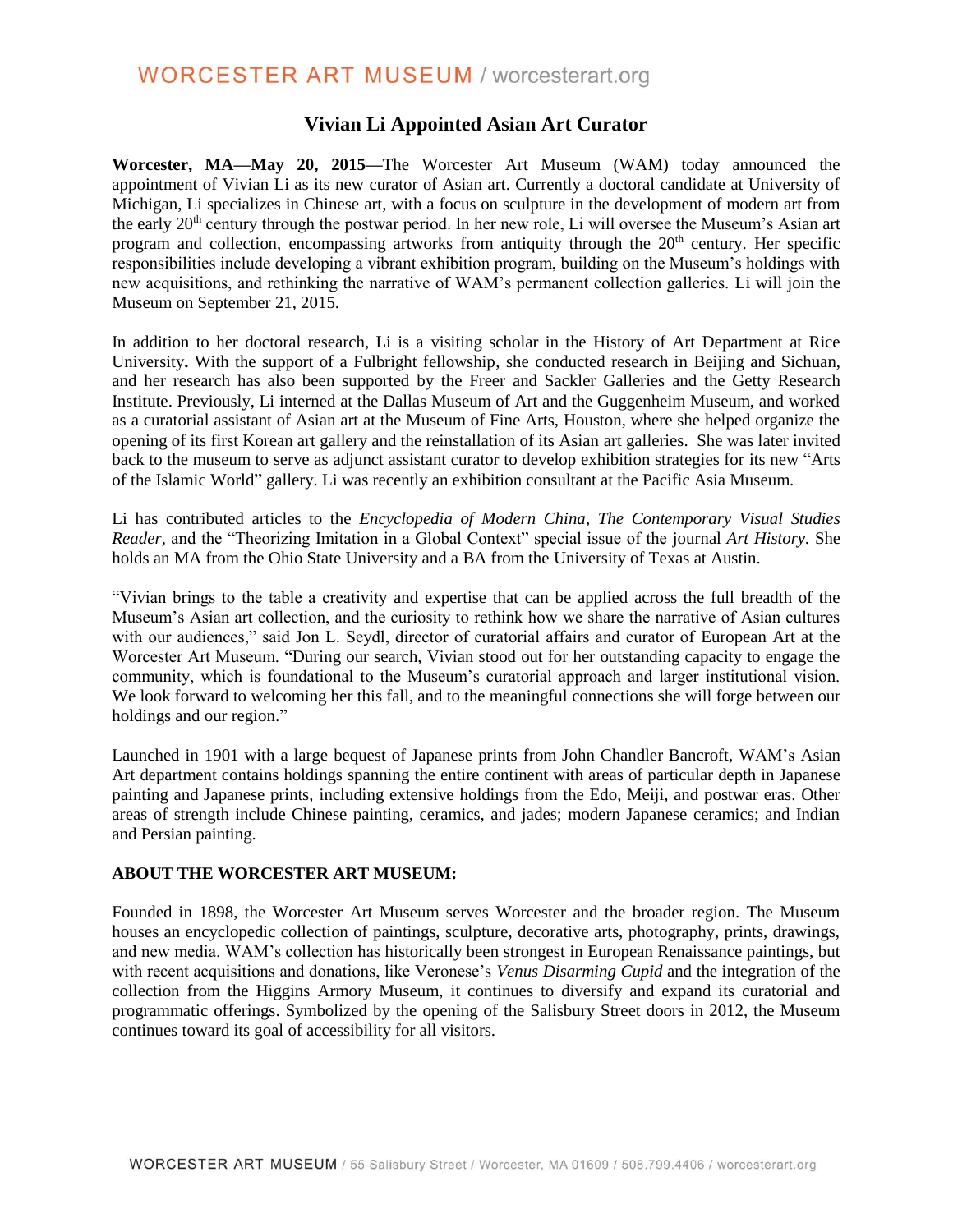# Vivian Li Appointed Asian Art Curator

**Worcester, MA—May 20, 2015—**The Worcester Art Museum (WAM) today announced the appointment of Vivian Li as its new curator of Asian art. Currently a doctoral candidate at University of Michigan, Li specializes in Chinese art, with a focus on sculpture in the development of modern art from the early 20th century through the postwar period. In her new role, Li will oversee the Museum's Asian art program and collection, encompassing artworks from antiquity through the 20th century. Her specific responsibilities include developing a vibrant exhibition program, building on the Museum's holdings with new acquisitions, and rethinking the narrative of WAM's permanent collection galleries. Li will join the Museum on September 21, 2015.

In addition to her doctoral research, Li is a visiting scholar in the History of Art Department at Rice University**.** With the support of a Fulbright fellowship, she conducted research in Beijing and Sichuan, and her research has also been supported by the Freer and Sackler Galleries and the Getty Research Institute. Previously, Li interned at the Dallas Museum of Art and the Guggenheim Museum, and worked as a curatorial assistant of Asian art at the Museum of Fine Arts, Houston, where she helped organize the opening of its first Korean art gallery and the reinstallation of its Asian art galleries. She was later invited back to the museum to serve as adjunct assistant curator to develop exhibition strategies for its new "Arts of the Islamic World" gallery. Li was recently an exhibition consultant at the Pacific Asia Museum.

Li has contributed articles to the *Encyclopedia of Modern China*, *The Contemporary Visual Studies Reader*, and the "Theorizing Imitation in a Global Context" special issue of the journal *Art History*. She holds an MA from the Ohio State University and a BA from the University of Texas at Austin.

"Vivian brings to the table a creativity and expertise that can be applied across the full breadth of the Museum's Asian art collection, and the curiosity to rethink how we share the narrative of Asian cultures with our audiences," said Jon L. Seydl, director of curatorial affairs and curator of European Art at the Worcester Art Museum. "During our search, Vivian stood out for her outstanding capacity to engage the community, which is foundational to the Museum's curatorial approach and larger institutional vision. We look forward to welcoming her this fall, and to the meaningful connections she will forge between our holdings and our region."

Launched in 1901 with a large bequest of Japanese prints from John Chandler Bancroft, WAM's Asian Art department contains holdings spanning the entire continent with areas of particular depth in Japanese painting and Japanese prints, including extensive holdings from the Edo, Meiji, and postwar eras. Other areas of strength include Chinese painting, ceramics, and jades; modern Japanese ceramics; and Indian and Persian painting.

**ABOUT THE WORCESTER ART MUSEUM:**

Founded in 1898, the Worcester Art Museum serves Worcester and the broader region. The Museum houses an encyclopedic collection of paintings, sculpture, decorative arts, photography, prints, drawings, and new media. WAM's collection has historically been strongest in European Renaissance paintings, but with recent acquisitions and donations, like Veronese's *Venus Disarming Cupid* and the integration of the collection from the Higgins Armory Museum, it continues to diversify and expand its curatorial and programmatic offerings. Symbolized by the opening of the Salisbury Street doors in 2012, the Museum continues toward its goal of accessibility for all visitors.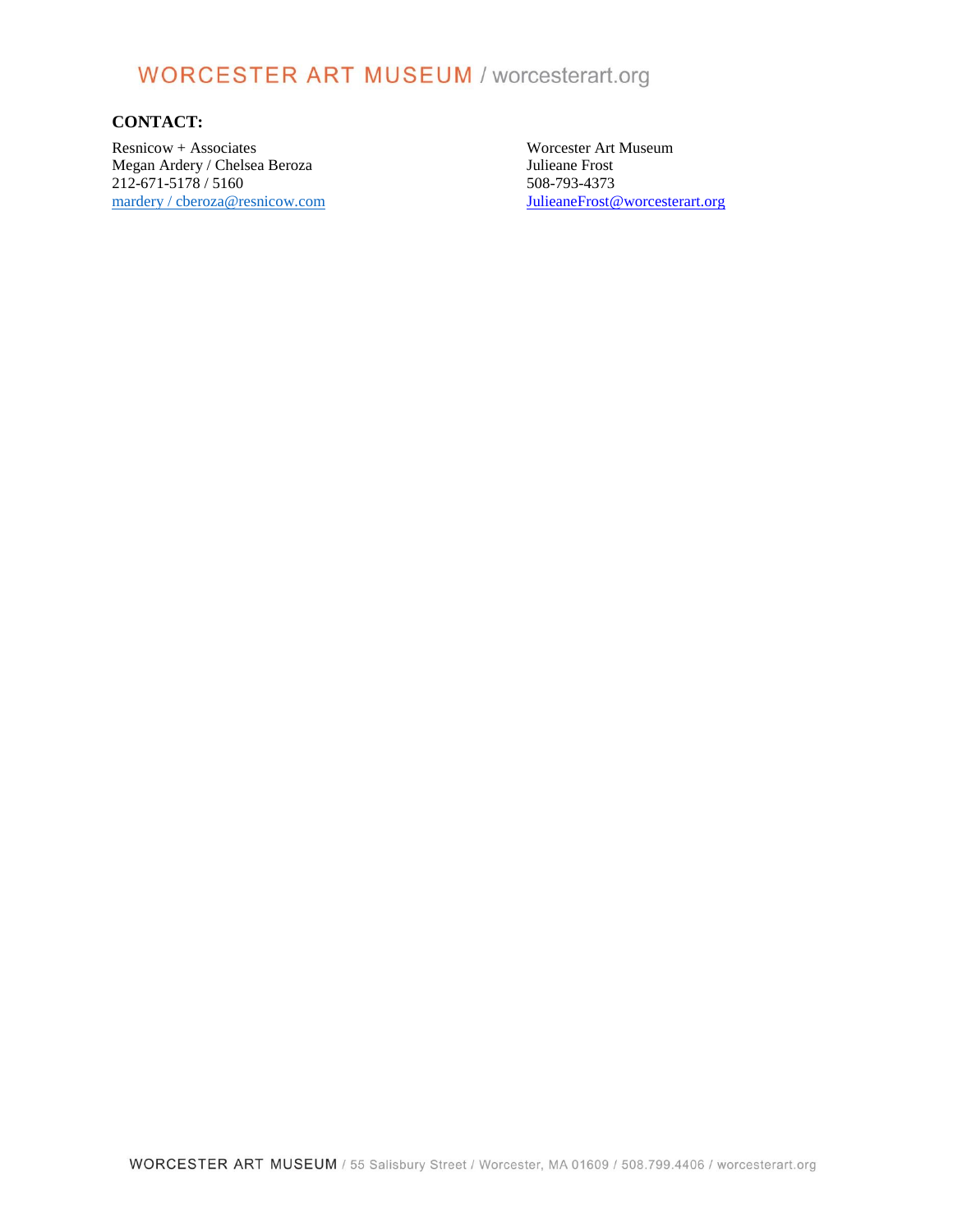**CONTACT:**

Resnicow + Associates
Megan Ardery / Chelsea Beroza
212-671-5178 / 5160
mardery / cberoza@resnicow.com

Worcester Art Museum
Julieane Frost
508-793-4373
JulieaneFrost@worcesterart.org